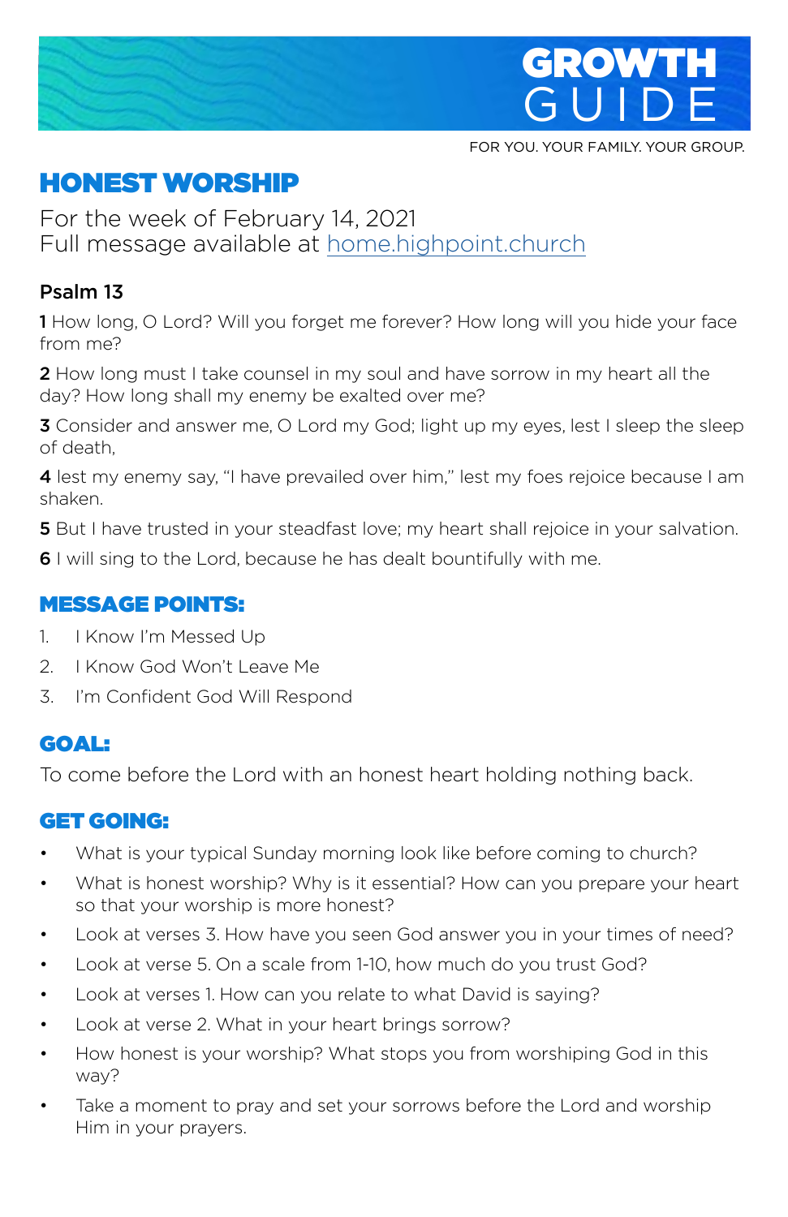# GROWTH GUIDE

FOR YOU. YOUR FAMILY. YOUR GROUP.

## HONEST WORSHIP

For the week of February 14, 2021
Full message available at home.highpoint.church

### Psalm 13

**1** How long, O Lord? Will you forget me forever? How long will you hide your face from me?

**2** How long must I take counsel in my soul and have sorrow in my heart all the day? How long shall my enemy be exalted over me?

**3** Consider and answer me, O Lord my God; light up my eyes, lest I sleep the sleep of death,

**4** lest my enemy say, "I have prevailed over him," lest my foes rejoice because I am shaken.

**5** But I have trusted in your steadfast love; my heart shall rejoice in your salvation.

**6** I will sing to the Lord, because he has dealt bountifully with me.

## MESSAGE POINTS:

1. I Know I'm Messed Up
2. I Know God Won't Leave Me
3. I'm Confident God Will Respond

## GOAL:

To come before the Lord with an honest heart holding nothing back.

## GET GOING:

- What is your typical Sunday morning look like before coming to church?
- What is honest worship? Why is it essential? How can you prepare your heart so that your worship is more honest?
- Look at verses 3. How have you seen God answer you in your times of need?
- Look at verse 5. On a scale from 1-10, how much do you trust God?
- Look at verses 1. How can you relate to what David is saying?
- Look at verse 2. What in your heart brings sorrow?
- How honest is your worship? What stops you from worshiping God in this way?
- Take a moment to pray and set your sorrows before the Lord and worship Him in your prayers.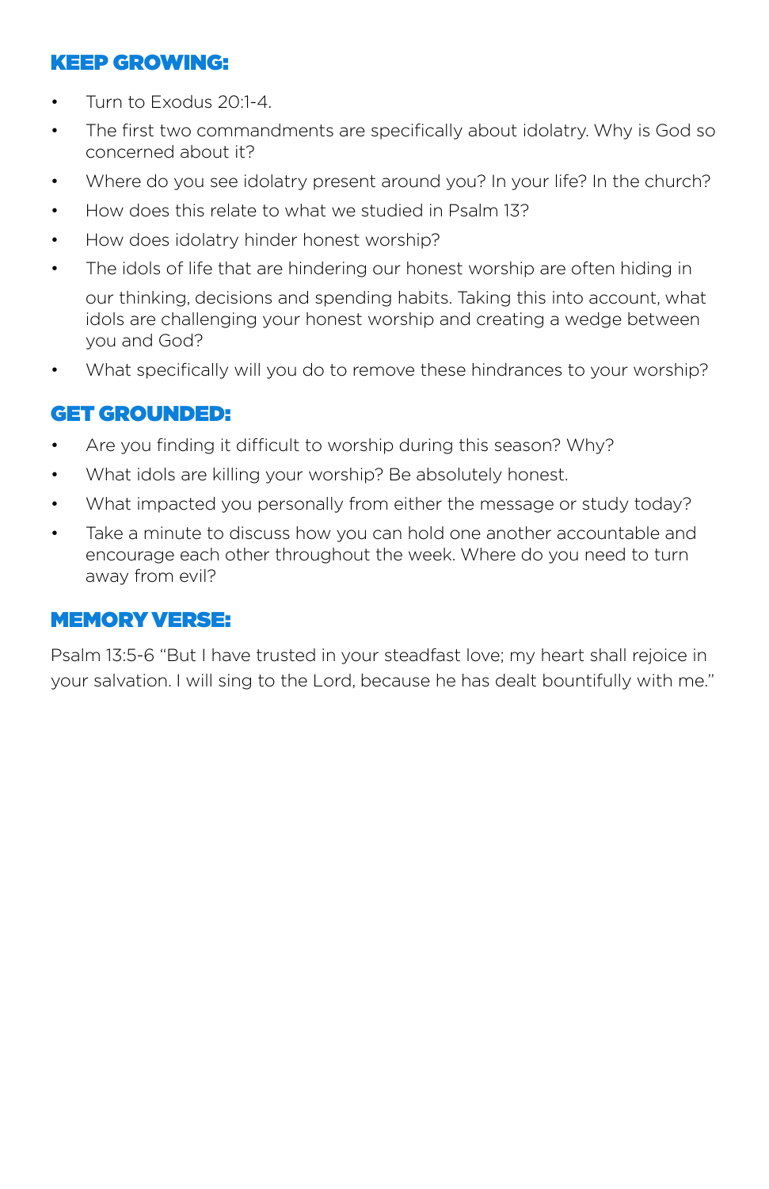## KEEP GROWING:

- Turn to Exodus 20:1-4.
- The first two commandments are specifically about idolatry. Why is God so concerned about it?
- Where do you see idolatry present around you? In your life? In the church?
- How does this relate to what we studied in Psalm 13?
- How does idolatry hinder honest worship?
- The idols of life that are hindering our honest worship are often hiding in our thinking, decisions and spending habits. Taking this into account, what idols are challenging your honest worship and creating a wedge between you and God?
- What specifically will you do to remove these hindrances to your worship?

## GET GROUNDED:

- Are you finding it difficult to worship during this season? Why?
- What idols are killing your worship? Be absolutely honest.
- What impacted you personally from either the message or study today?
- Take a minute to discuss how you can hold one another accountable and encourage each other throughout the week. Where do you need to turn away from evil?

## MEMORY VERSE:

Psalm 13:5-6 "But I have trusted in your steadfast love; my heart shall rejoice in your salvation. I will sing to the Lord, because he has dealt bountifully with me."